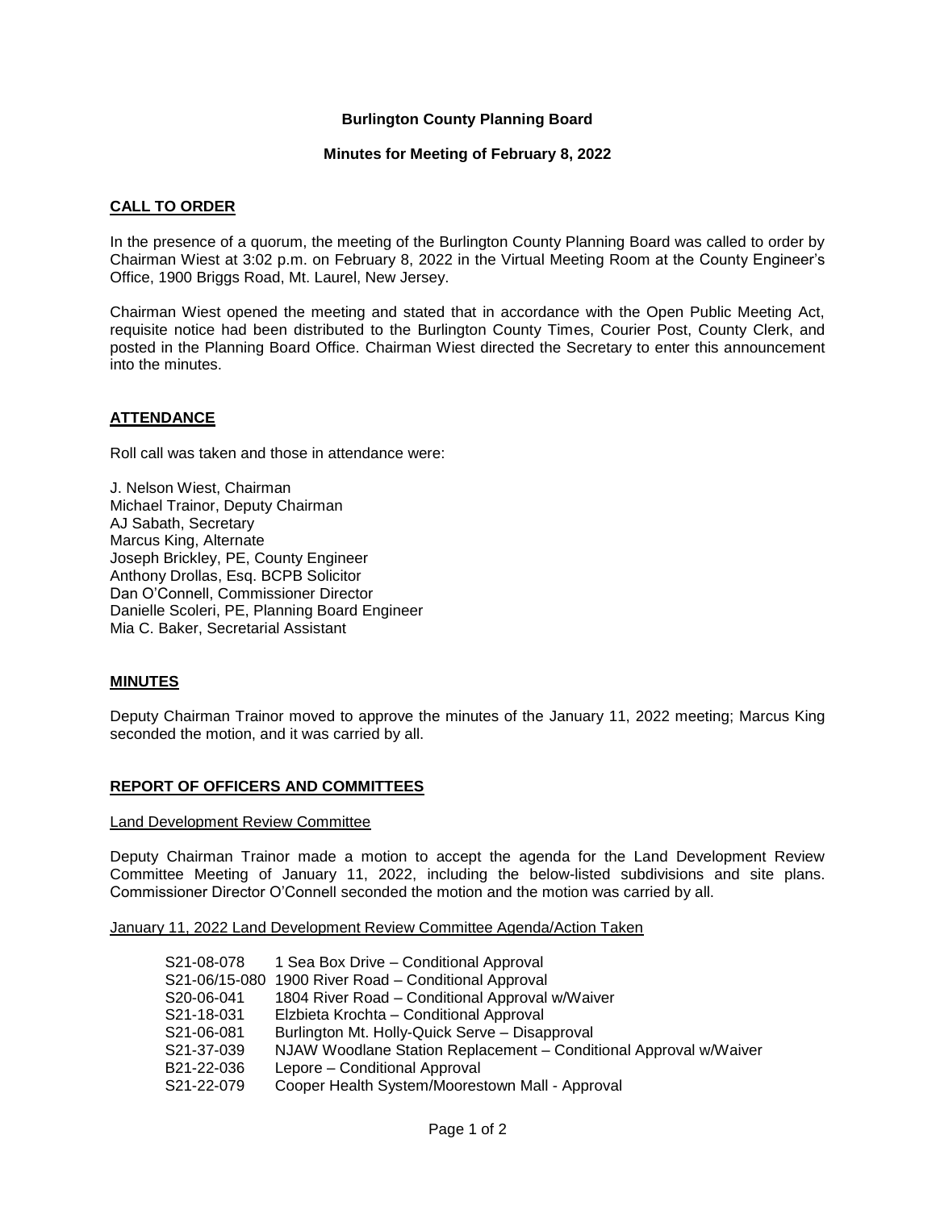# Burlington County Planning Board

## Minutes for Meeting of February 8, 2022

### CALL TO ORDER

In the presence of a quorum, the meeting of the Burlington County Planning Board was called to order by Chairman Wiest at 3:02 p.m. on February 8, 2022 in the Virtual Meeting Room at the County Engineer's Office, 1900 Briggs Road, Mt. Laurel, New Jersey.

Chairman Wiest opened the meeting and stated that in accordance with the Open Public Meeting Act, requisite notice had been distributed to the Burlington County Times, Courier Post, County Clerk, and posted in the Planning Board Office. Chairman Wiest directed the Secretary to enter this announcement into the minutes.

### ATTENDANCE

Roll call was taken and those in attendance were:

J. Nelson Wiest, Chairman
Michael Trainor, Deputy Chairman
AJ Sabath, Secretary
Marcus King, Alternate
Joseph Brickley, PE, County Engineer
Anthony Drollas, Esq. BCPB Solicitor
Dan O'Connell, Commissioner Director
Danielle Scoleri, PE, Planning Board Engineer
Mia C. Baker, Secretarial Assistant

### MINUTES

Deputy Chairman Trainor moved to approve the minutes of the January 11, 2022 meeting; Marcus King seconded the motion, and it was carried by all.

### REPORT OF OFFICERS AND COMMITTEES

Land Development Review Committee

Deputy Chairman Trainor made a motion to accept the agenda for the Land Development Review Committee Meeting of January 11, 2022, including the below-listed subdivisions and site plans. Commissioner Director O'Connell seconded the motion and the motion was carried by all.

January 11, 2022 Land Development Review Committee Agenda/Action Taken

| | |
|---|---|
| S21-08-078 | 1 Sea Box Drive – Conditional Approval |
| S21-06/15-080 | 1900 River Road – Conditional Approval |
| S20-06-041 | 1804 River Road – Conditional Approval w/Waiver |
| S21-18-031 | Elzbieta Krochta – Conditional Approval |
| S21-06-081 | Burlington Mt. Holly-Quick Serve – Disapproval |
| S21-37-039 | NJAW Woodlane Station Replacement – Conditional Approval w/Waiver |
| B21-22-036 | Lepore – Conditional Approval |
| S21-22-079 | Cooper Health System/Moorestown Mall - Approval |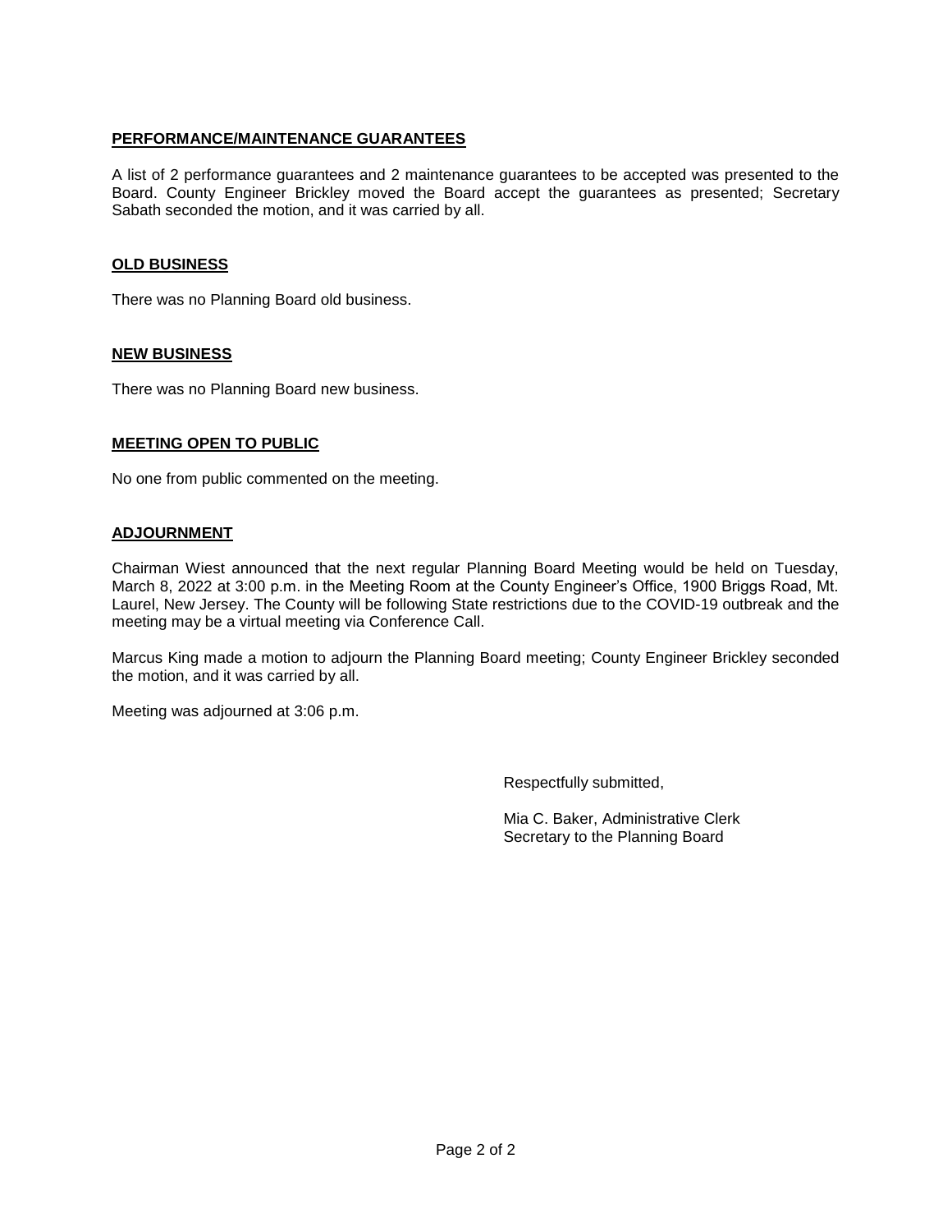**PERFORMANCE/MAINTENANCE GUARANTEES**

A list of 2 performance guarantees and 2 maintenance guarantees to be accepted was presented to the Board. County Engineer Brickley moved the Board accept the guarantees as presented; Secretary Sabath seconded the motion, and it was carried by all.

**OLD BUSINESS**

There was no Planning Board old business.

**NEW BUSINESS**

There was no Planning Board new business.

**MEETING OPEN TO PUBLIC**

No one from public commented on the meeting.

**ADJOURNMENT**

Chairman Wiest announced that the next regular Planning Board Meeting would be held on Tuesday, March 8, 2022 at 3:00 p.m. in the Meeting Room at the County Engineer's Office, 1900 Briggs Road, Mt. Laurel, New Jersey. The County will be following State restrictions due to the COVID-19 outbreak and the meeting may be a virtual meeting via Conference Call.

Marcus King made a motion to adjourn the Planning Board meeting; County Engineer Brickley seconded the motion, and it was carried by all.

Meeting was adjourned at 3:06 p.m.

Respectfully submitted,

Mia C. Baker, Administrative Clerk
Secretary to the Planning Board